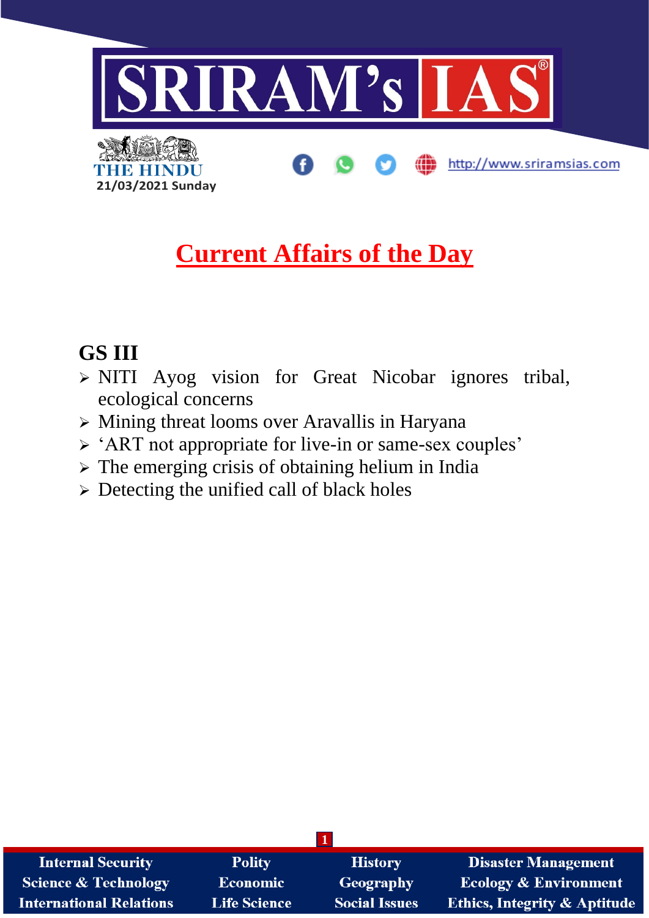# Current Affairs of the Day

## GS III

- NITI Ayog vision for Great Nicobar ignores tribal, ecological concerns
- Mining threat looms over Aravallis in Haryana
- 'ART not appropriate for live-in or same-sex couples'
- The emerging crisis of obtaining helium in India
- Detecting the unified call of black holes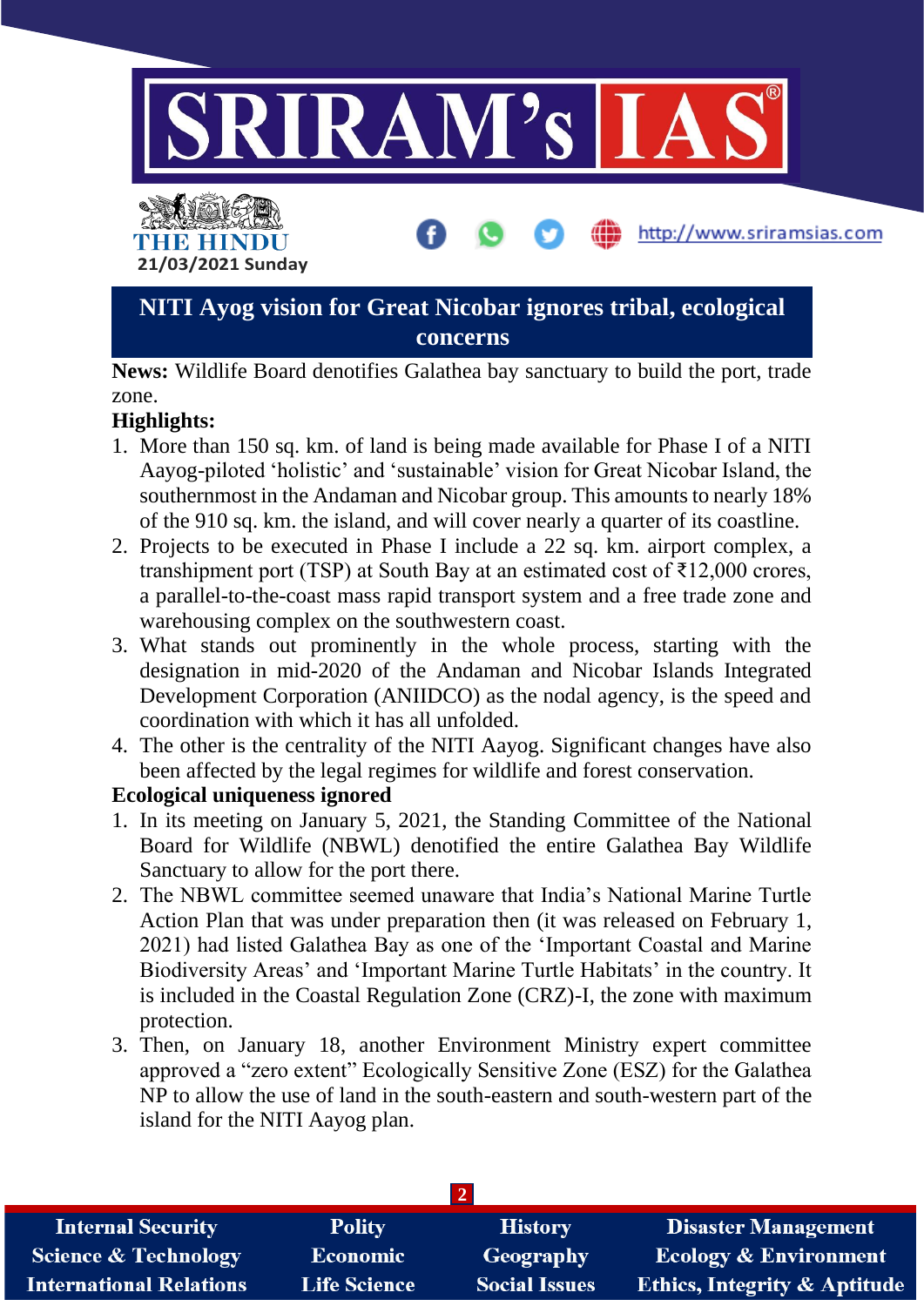# NITI Ayog vision for Great Nicobar ignores tribal, ecological concerns

**News:** Wildlife Board denotifies Galathea bay sanctuary to build the port, trade zone.

**Highlights:**

1. More than 150 sq. km. of land is being made available for Phase I of a NITI Aayog-piloted 'holistic' and 'sustainable' vision for Great Nicobar Island, the southernmost in the Andaman and Nicobar group. This amounts to nearly 18% of the 910 sq. km. the island, and will cover nearly a quarter of its coastline.
2. Projects to be executed in Phase I include a 22 sq. km. airport complex, a transhipment port (TSP) at South Bay at an estimated cost of ₹12,000 crores, a parallel-to-the-coast mass rapid transport system and a free trade zone and warehousing complex on the southwestern coast.
3. What stands out prominently in the whole process, starting with the designation in mid-2020 of the Andaman and Nicobar Islands Integrated Development Corporation (ANIIDCO) as the nodal agency, is the speed and coordination with which it has all unfolded.
4. The other is the centrality of the NITI Aayog. Significant changes have also been affected by the legal regimes for wildlife and forest conservation.

**Ecological uniqueness ignored**

1. In its meeting on January 5, 2021, the Standing Committee of the National Board for Wildlife (NBWL) denotified the entire Galathea Bay Wildlife Sanctuary to allow for the port there.
2. The NBWL committee seemed unaware that India's National Marine Turtle Action Plan that was under preparation then (it was released on February 1, 2021) had listed Galathea Bay as one of the 'Important Coastal and Marine Biodiversity Areas' and 'Important Marine Turtle Habitats' in the country. It is included in the Coastal Regulation Zone (CRZ)-I, the zone with maximum protection.
3. Then, on January 18, another Environment Ministry expert committee approved a "zero extent" Ecologically Sensitive Zone (ESZ) for the Galathea NP to allow the use of land in the south-eastern and south-western part of the island for the NITI Aayog plan.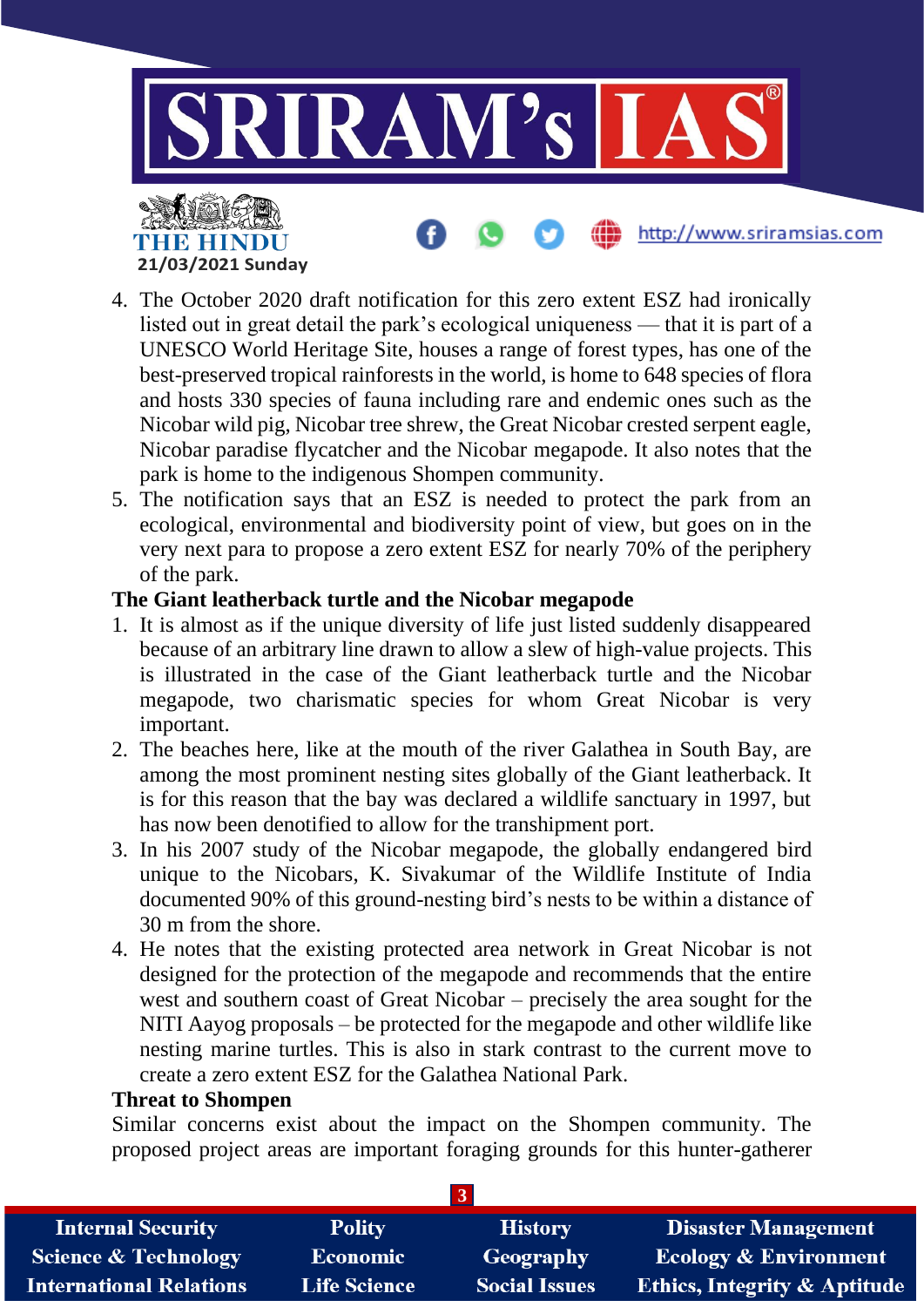4. The October 2020 draft notification for this zero extent ESZ had ironically listed out in great detail the park's ecological uniqueness — that it is part of a UNESCO World Heritage Site, houses a range of forest types, has one of the best-preserved tropical rainforests in the world, is home to 648 species of flora and hosts 330 species of fauna including rare and endemic ones such as the Nicobar wild pig, Nicobar tree shrew, the Great Nicobar crested serpent eagle, Nicobar paradise flycatcher and the Nicobar megapode. It also notes that the park is home to the indigenous Shompen community.
5. The notification says that an ESZ is needed to protect the park from an ecological, environmental and biodiversity point of view, but goes on in the very next para to propose a zero extent ESZ for nearly 70% of the periphery of the park.

**The Giant leatherback turtle and the Nicobar megapode**

1. It is almost as if the unique diversity of life just listed suddenly disappeared because of an arbitrary line drawn to allow a slew of high-value projects. This is illustrated in the case of the Giant leatherback turtle and the Nicobar megapode, two charismatic species for whom Great Nicobar is very important.
2. The beaches here, like at the mouth of the river Galathea in South Bay, are among the most prominent nesting sites globally of the Giant leatherback. It is for this reason that the bay was declared a wildlife sanctuary in 1997, but has now been denotified to allow for the transhipment port.
3. In his 2007 study of the Nicobar megapode, the globally endangered bird unique to the Nicobars, K. Sivakumar of the Wildlife Institute of India documented 90% of this ground-nesting bird's nests to be within a distance of 30 m from the shore.
4. He notes that the existing protected area network in Great Nicobar is not designed for the protection of the megapode and recommends that the entire west and southern coast of Great Nicobar – precisely the area sought for the NITI Aayog proposals – be protected for the megapode and other wildlife like nesting marine turtles. This is also in stark contrast to the current move to create a zero extent ESZ for the Galathea National Park.

**Threat to Shompen**

Similar concerns exist about the impact on the Shompen community. The proposed project areas are important foraging grounds for this hunter-gatherer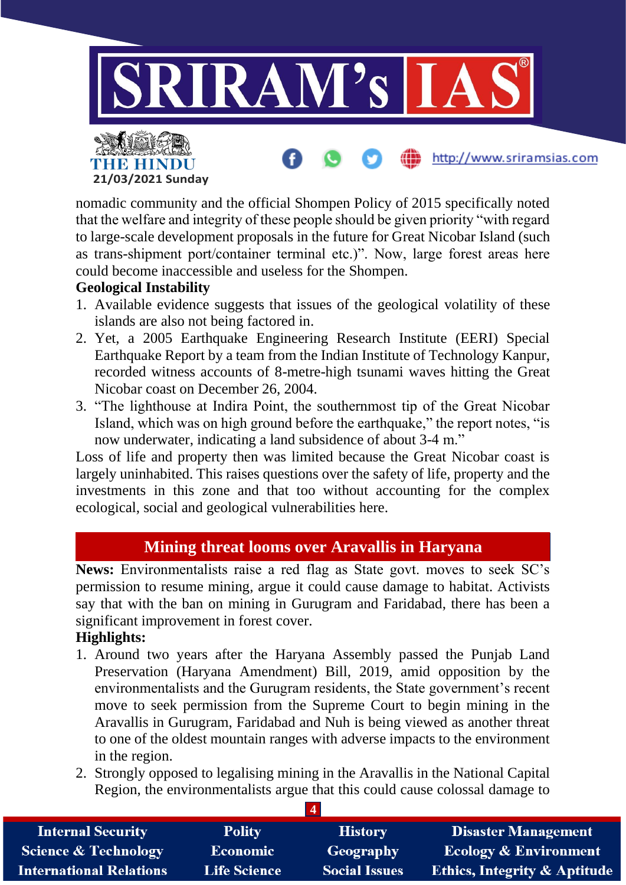nomadic community and the official Shompen Policy of 2015 specifically noted that the welfare and integrity of these people should be given priority "with regard to large-scale development proposals in the future for Great Nicobar Island (such as trans-shipment port/container terminal etc.)". Now, large forest areas here could become inaccessible and useless for the Shompen.

**Geological Instability**

1. Available evidence suggests that issues of the geological volatility of these islands are also not being factored in.
2. Yet, a 2005 Earthquake Engineering Research Institute (EERI) Special Earthquake Report by a team from the Indian Institute of Technology Kanpur, recorded witness accounts of 8-metre-high tsunami waves hitting the Great Nicobar coast on December 26, 2004.
3. "The lighthouse at Indira Point, the southernmost tip of the Great Nicobar Island, which was on high ground before the earthquake," the report notes, "is now underwater, indicating a land subsidence of about 3-4 m."

Loss of life and property then was limited because the Great Nicobar coast is largely uninhabited. This raises questions over the safety of life, property and the investments in this zone and that too without accounting for the complex ecological, social and geological vulnerabilities here.

## Mining threat looms over Aravallis in Haryana

**News:** Environmentalists raise a red flag as State govt. moves to seek SC's permission to resume mining, argue it could cause damage to habitat. Activists say that with the ban on mining in Gurugram and Faridabad, there has been a significant improvement in forest cover.

**Highlights:**

1. Around two years after the Haryana Assembly passed the Punjab Land Preservation (Haryana Amendment) Bill, 2019, amid opposition by the environmentalists and the Gurugram residents, the State government's recent move to seek permission from the Supreme Court to begin mining in the Aravallis in Gurugram, Faridabad and Nuh is being viewed as another threat to one of the oldest mountain ranges with adverse impacts to the environment in the region.
2. Strongly opposed to legalising mining in the Aravallis in the National Capital Region, the environmentalists argue that this could cause colossal damage to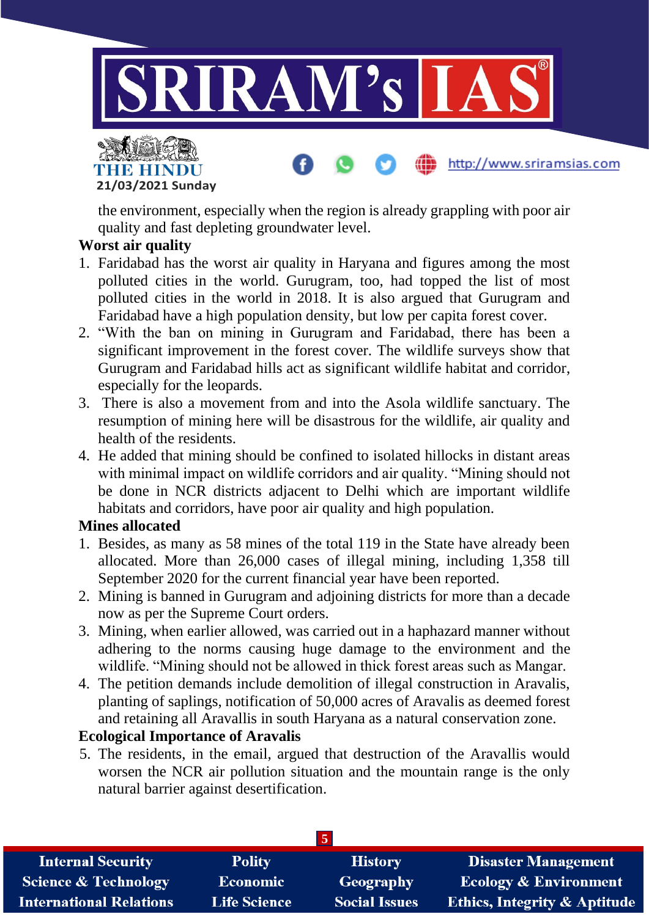the environment, especially when the region is already grappling with poor air quality and fast depleting groundwater level.

**Worst air quality**

1. Faridabad has the worst air quality in Haryana and figures among the most polluted cities in the world. Gurugram, too, had topped the list of most polluted cities in the world in 2018. It is also argued that Gurugram and Faridabad have a high population density, but low per capita forest cover.
2. "With the ban on mining in Gurugram and Faridabad, there has been a significant improvement in the forest cover. The wildlife surveys show that Gurugram and Faridabad hills act as significant wildlife habitat and corridor, especially for the leopards.
3. There is also a movement from and into the Asola wildlife sanctuary. The resumption of mining here will be disastrous for the wildlife, air quality and health of the residents.
4. He added that mining should be confined to isolated hillocks in distant areas with minimal impact on wildlife corridors and air quality. "Mining should not be done in NCR districts adjacent to Delhi which are important wildlife habitats and corridors, have poor air quality and high population.

**Mines allocated**

1. Besides, as many as 58 mines of the total 119 in the State have already been allocated. More than 26,000 cases of illegal mining, including 1,358 till September 2020 for the current financial year have been reported.
2. Mining is banned in Gurugram and adjoining districts for more than a decade now as per the Supreme Court orders.
3. Mining, when earlier allowed, was carried out in a haphazard manner without adhering to the norms causing huge damage to the environment and the wildlife. "Mining should not be allowed in thick forest areas such as Mangar.
4. The petition demands include demolition of illegal construction in Aravalis, planting of saplings, notification of 50,000 acres of Aravalis as deemed forest and retaining all Aravallis in south Haryana as a natural conservation zone.

**Ecological Importance of Aravalis**

5. The residents, in the email, argued that destruction of the Aravallis would worsen the NCR air pollution situation and the mountain range is the only natural barrier against desertification.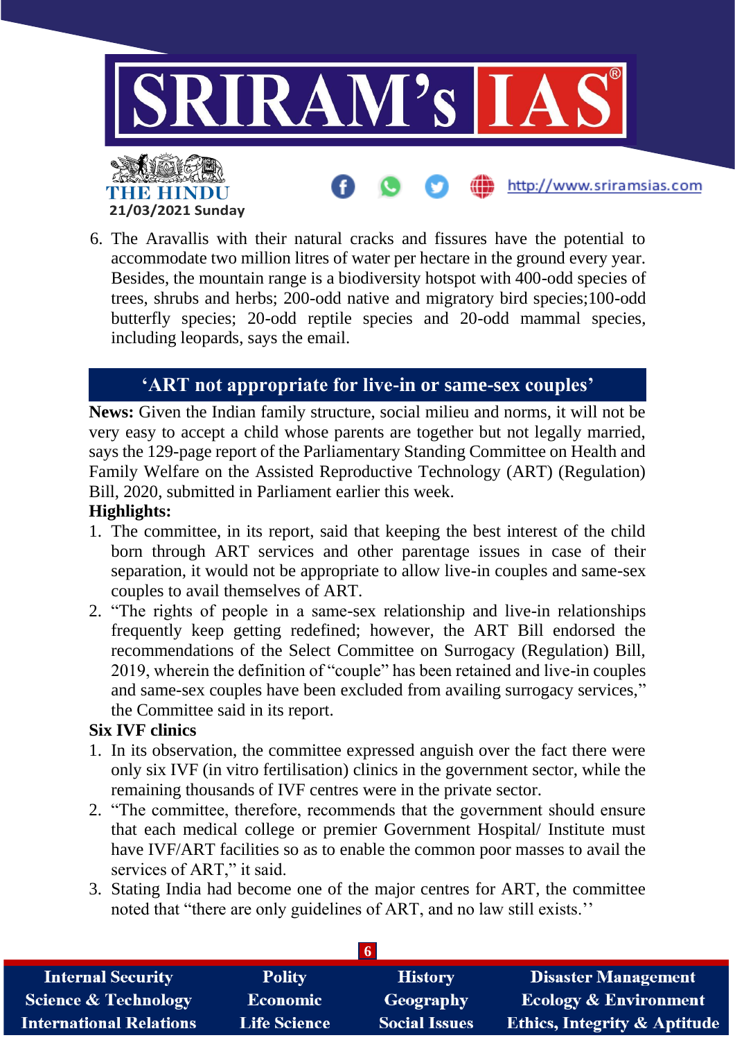6. The Aravallis with their natural cracks and fissures have the potential to accommodate two million litres of water per hectare in the ground every year. Besides, the mountain range is a biodiversity hotspot with 400-odd species of trees, shrubs and herbs; 200-odd native and migratory bird species;100-odd butterfly species; 20-odd reptile species and 20-odd mammal species, including leopards, says the email.

## 'ART not appropriate for live-in or same-sex couples'

**News:** Given the Indian family structure, social milieu and norms, it will not be very easy to accept a child whose parents are together but not legally married, says the 129-page report of the Parliamentary Standing Committee on Health and Family Welfare on the Assisted Reproductive Technology (ART) (Regulation) Bill, 2020, submitted in Parliament earlier this week.

**Highlights:**

1. The committee, in its report, said that keeping the best interest of the child born through ART services and other parentage issues in case of their separation, it would not be appropriate to allow live-in couples and same-sex couples to avail themselves of ART.
2. "The rights of people in a same-sex relationship and live-in relationships frequently keep getting redefined; however, the ART Bill endorsed the recommendations of the Select Committee on Surrogacy (Regulation) Bill, 2019, wherein the definition of "couple" has been retained and live-in couples and same-sex couples have been excluded from availing surrogacy services," the Committee said in its report.

**Six IVF clinics**

1. In its observation, the committee expressed anguish over the fact there were only six IVF (in vitro fertilisation) clinics in the government sector, while the remaining thousands of IVF centres were in the private sector.
2. "The committee, therefore, recommends that the government should ensure that each medical college or premier Government Hospital/ Institute must have IVF/ART facilities so as to enable the common poor masses to avail the services of ART," it said.
3. Stating India had become one of the major centres for ART, the committee noted that "there are only guidelines of ART, and no law still exists.''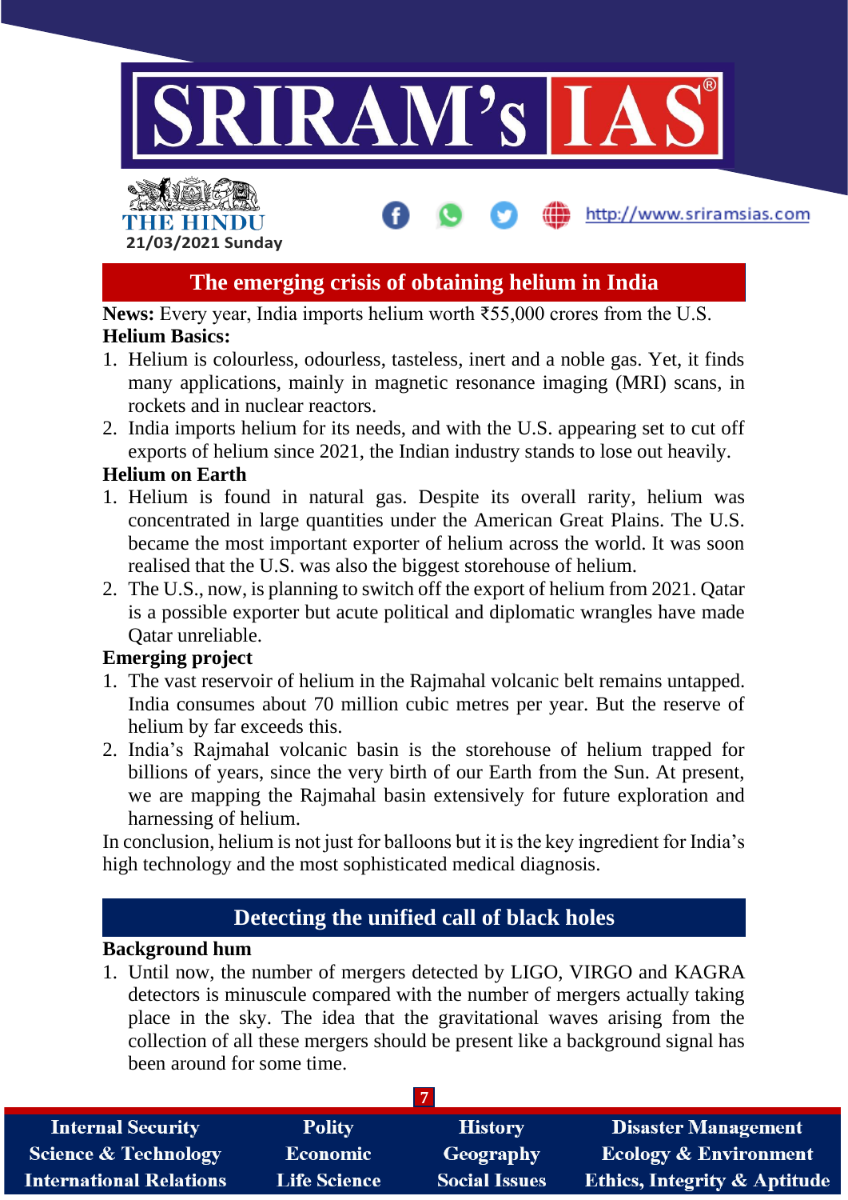## The emerging crisis of obtaining helium in India

**News:** Every year, India imports helium worth ₹55,000 crores from the U.S.

**Helium Basics:**

1. Helium is colourless, odourless, tasteless, inert and a noble gas. Yet, it finds many applications, mainly in magnetic resonance imaging (MRI) scans, in rockets and in nuclear reactors.
2. India imports helium for its needs, and with the U.S. appearing set to cut off exports of helium since 2021, the Indian industry stands to lose out heavily.

**Helium on Earth**

1. Helium is found in natural gas. Despite its overall rarity, helium was concentrated in large quantities under the American Great Plains. The U.S. became the most important exporter of helium across the world. It was soon realised that the U.S. was also the biggest storehouse of helium.
2. The U.S., now, is planning to switch off the export of helium from 2021. Qatar is a possible exporter but acute political and diplomatic wrangles have made Qatar unreliable.

**Emerging project**

1. The vast reservoir of helium in the Rajmahal volcanic belt remains untapped. India consumes about 70 million cubic metres per year. But the reserve of helium by far exceeds this.
2. India's Rajmahal volcanic basin is the storehouse of helium trapped for billions of years, since the very birth of our Earth from the Sun. At present, we are mapping the Rajmahal basin extensively for future exploration and harnessing of helium.

In conclusion, helium is not just for balloons but it is the key ingredient for India's high technology and the most sophisticated medical diagnosis.

## Detecting the unified call of black holes

**Background hum**

1. Until now, the number of mergers detected by LIGO, VIRGO and KAGRA detectors is minuscule compared with the number of mergers actually taking place in the sky. The idea that the gravitational waves arising from the collection of all these mergers should be present like a background signal has been around for some time.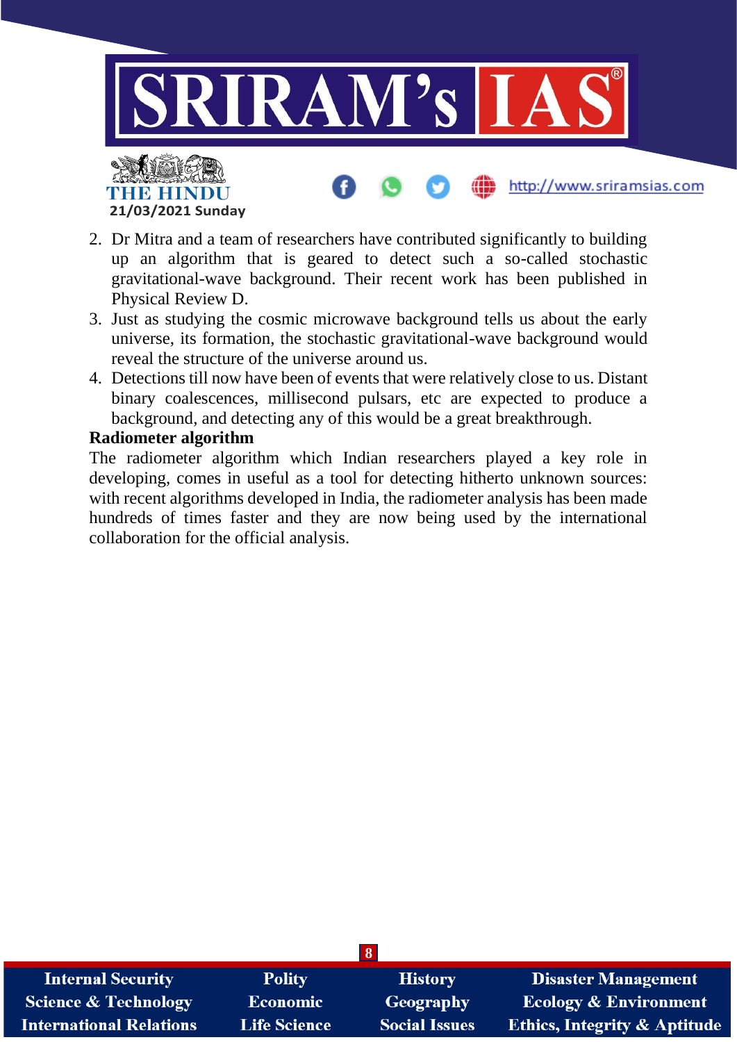2. Dr Mitra and a team of researchers have contributed significantly to building up an algorithm that is geared to detect such a so-called stochastic gravitational-wave background. Their recent work has been published in Physical Review D.
3. Just as studying the cosmic microwave background tells us about the early universe, its formation, the stochastic gravitational-wave background would reveal the structure of the universe around us.
4. Detections till now have been of events that were relatively close to us. Distant binary coalescences, millisecond pulsars, etc are expected to produce a background, and detecting any of this would be a great breakthrough.

**Radiometer algorithm**

The radiometer algorithm which Indian researchers played a key role in developing, comes in useful as a tool for detecting hitherto unknown sources: with recent algorithms developed in India, the radiometer analysis has been made hundreds of times faster and they are now being used by the international collaboration for the official analysis.